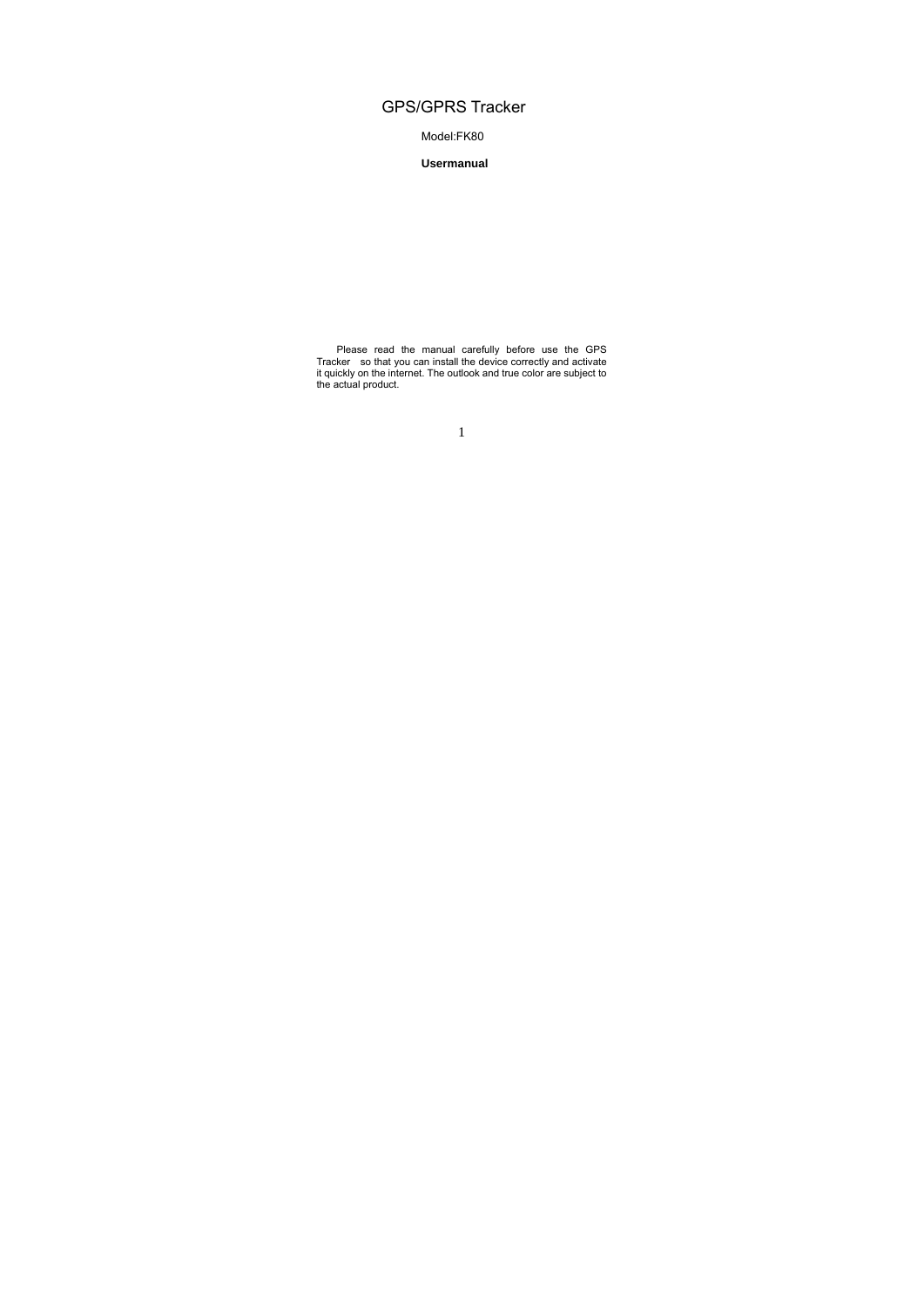# GPS/GPRS Tracker

Model:FK80

**Usermanual**

Please read the manual carefully before use the GPS Tracker so that you can install the device correctly and activate it quickly on the internet. The outlook and true color are subject to the actual product.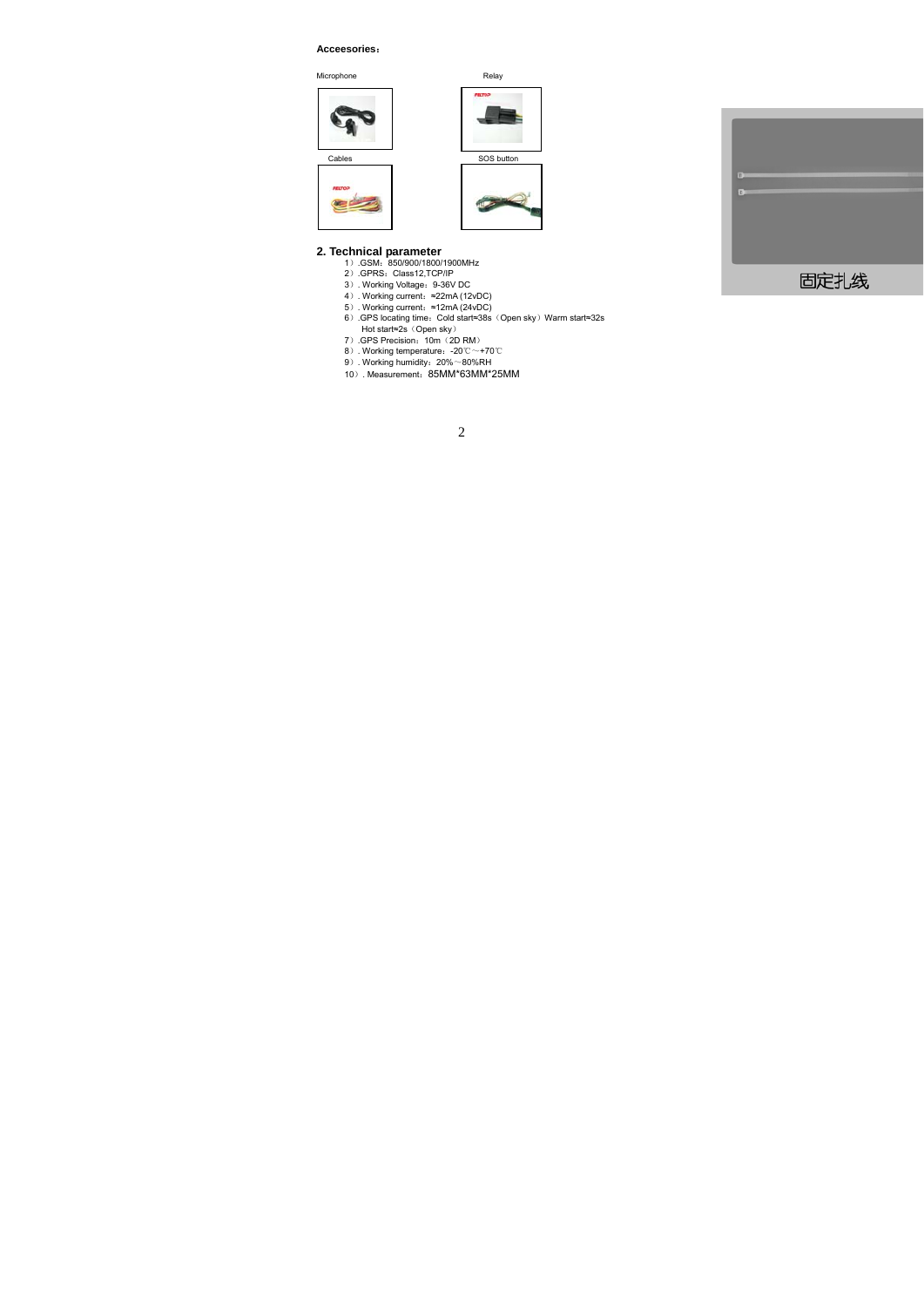**Acceesories：**

Microphone

Relay

Cables

SOS button

固定扎线

## 2. Technical parameter

1）.GSM：850/900/1800/1900MHz
2）.GPRS：Class12,TCP/IP
3）. Working Voltage：9-36V DC
4）. Working current：≈22mA (12vDC)
5）. Working current：≈12mA (24vDC)
6）.GPS locating time：Cold start≈38s（Open sky）Warm start≈32s
   Hot start≈2s（Open sky）
7）.GPS Precision：10m（2D RM）
8）. Working temperature：-20℃～+70℃
9）. Working humidity：20%～80%RH
10）. Measurement：85MM*63MM*25MM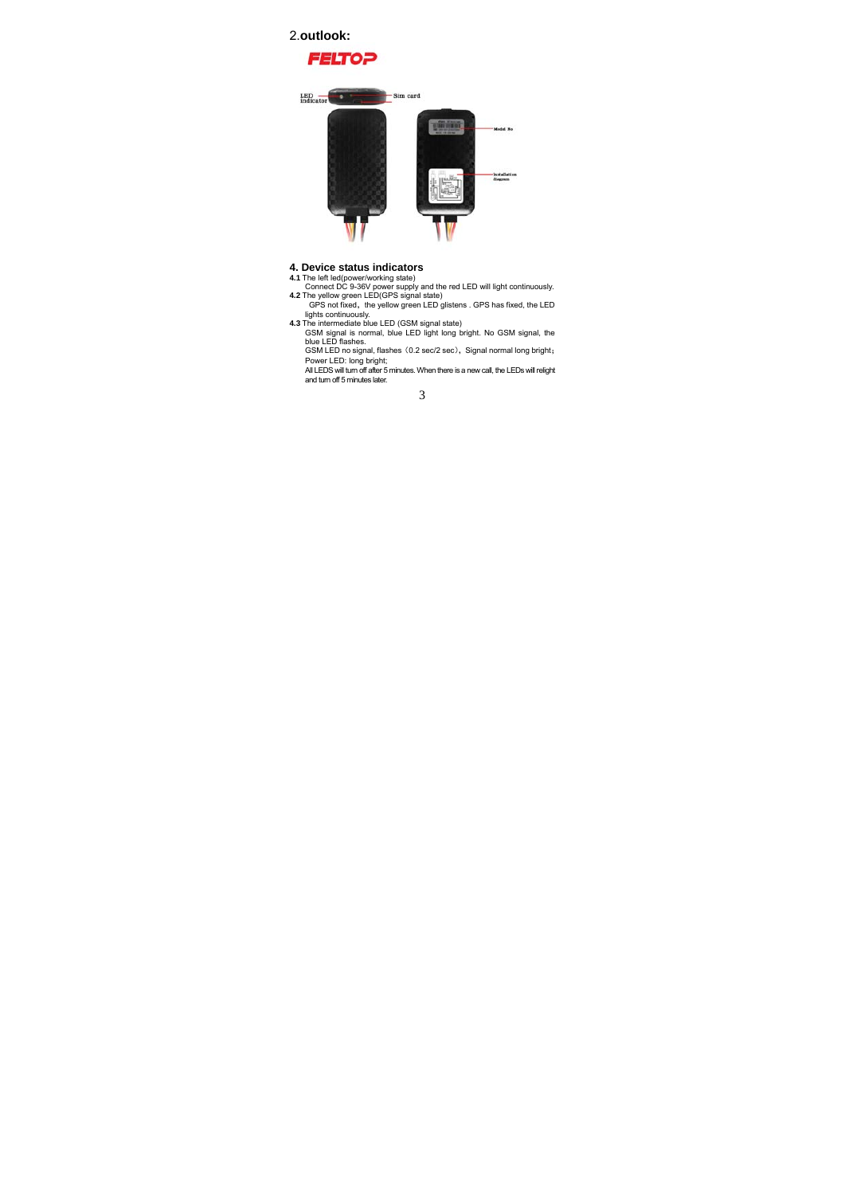## 2.outlook:

FELTOP

LED indicator

Sim card

Model No

Installation diagram

## 4. Device status indicators

**4.1** The left led(power/working state)

Connect DC 9-36V power supply and the red LED will light continuously.

**4.2** The yellow green LED(GPS signal state)

GPS not fixed，the yellow green LED glistens . GPS has fixed, the LED lights continuously.

**4.3** The intermediate blue LED (GSM signal state)

GSM signal is normal, blue LED light long bright. No GSM signal, the blue LED flashes.

GSM LED no signal, flashes（0.2 sec/2 sec），Signal normal long bright；

Power LED: long bright;

All LEDS will turn off after 5 minutes. When there is a new call, the LEDs will relight and turn off 5 minutes later.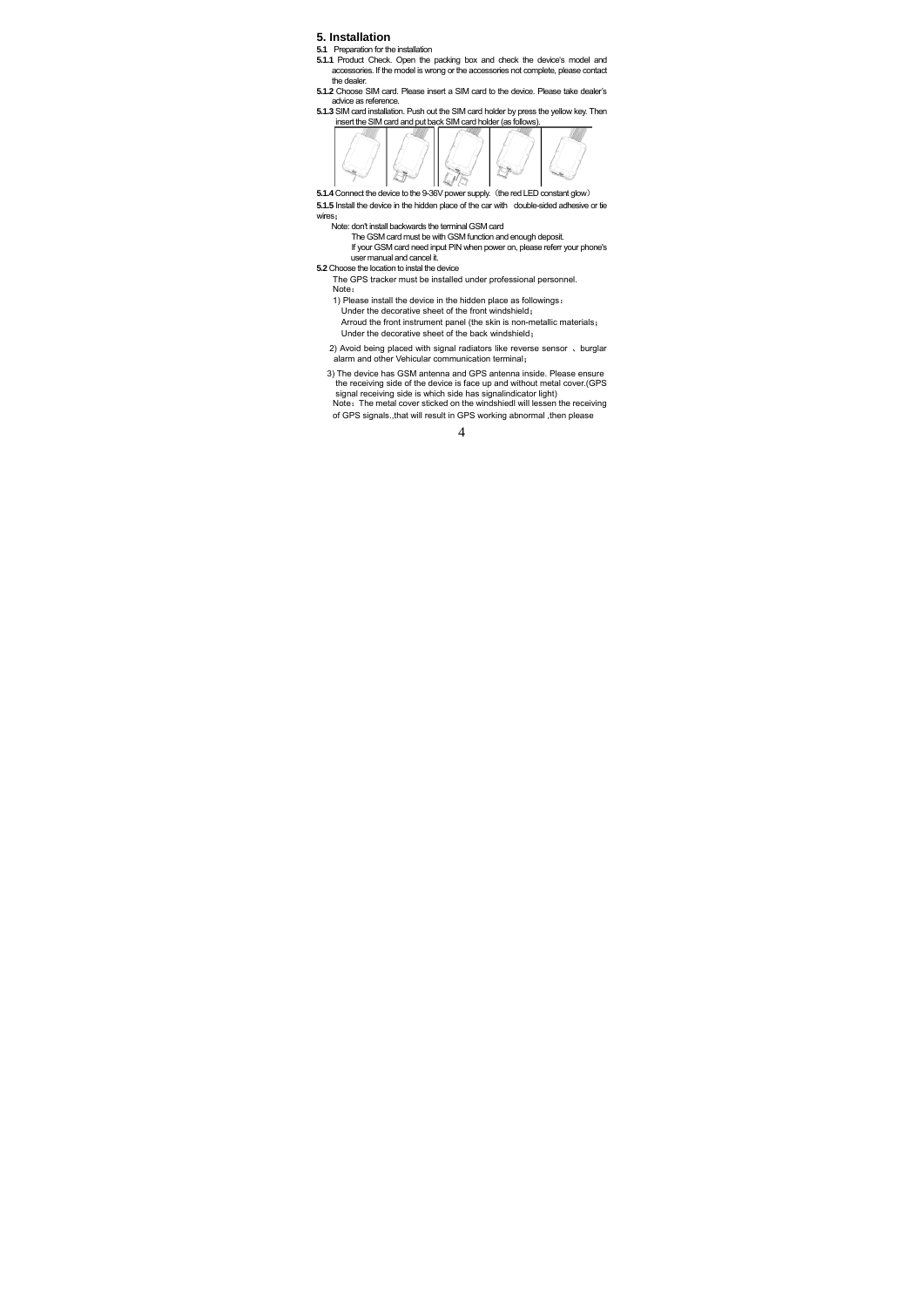## 5. Installation

**5.1** Preparation for the installation

**5.1.1** Product Check. Open the packing box and check the device's model and accessories. If the model is wrong or the accessories not complete, please contact the dealer.

**5.1.2** Choose SIM card. Please insert a SIM card to the device. Please take dealer's advice as reference.

**5.1.3** SIM card installation. Push out the SIM card holder by press the yellow key. Then insert the SIM card and put back SIM card holder (as follows).

**5.1.4** Connect the device to the 9-36V power supply.（the red LED constant glow）

**5.1.5** Install the device in the hidden place of the car with double-sided adhesive or tie wires；

Note: don't install backwards the terminal GSM card

The GSM card must be with GSM function and enough deposit.

If your GSM card need input PIN when power on, please referr your phone's user manual and cancel it.

**5.2** Choose the location to instal the device

The GPS tracker must be installed under professional personnel.

Note：

1) Please install the device in the hidden place as followings：

Under the decorative sheet of the front windshield；

Arroud the front instrument panel (the skin is non-metallic materials；

Under the decorative sheet of the back windshield；

2) Avoid being placed with signal radiators like reverse sensor 、burglar alarm and other Vehicular communication terminal；

3) The device has GSM antenna and GPS antenna inside. Please ensure the receiving side of the device is face up and without metal cover.(GPS signal receiving side is which side has signalindicator light)

Note：The metal cover sticked on the windshiedl will lessen the receiving of GPS signals.,that will result in GPS working abnormal ,then please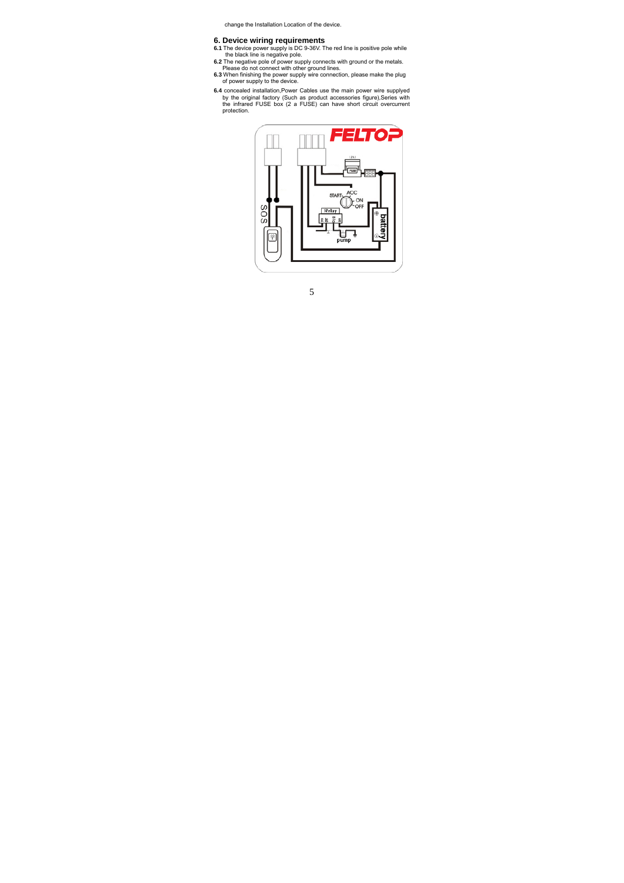change the Installation Location of the device.

## 6. Device wiring requirements

**6.1** The device power supply is DC 9-36V. The red line is positive pole while the black line is negative pole.

**6.2** The negative pole of power supply connects with ground or the metals. Please do not connect with other ground lines.

**6.3** When finishing the power supply wire connection, please make the plug of power supply to the device.

**6.4** concealed installation,Power Cables use the main power wire supplyed by the original factory (Such as product accessories figure),Series with the infrared FUSE box (2 a FUSE) can have short circuit overcurrent protection.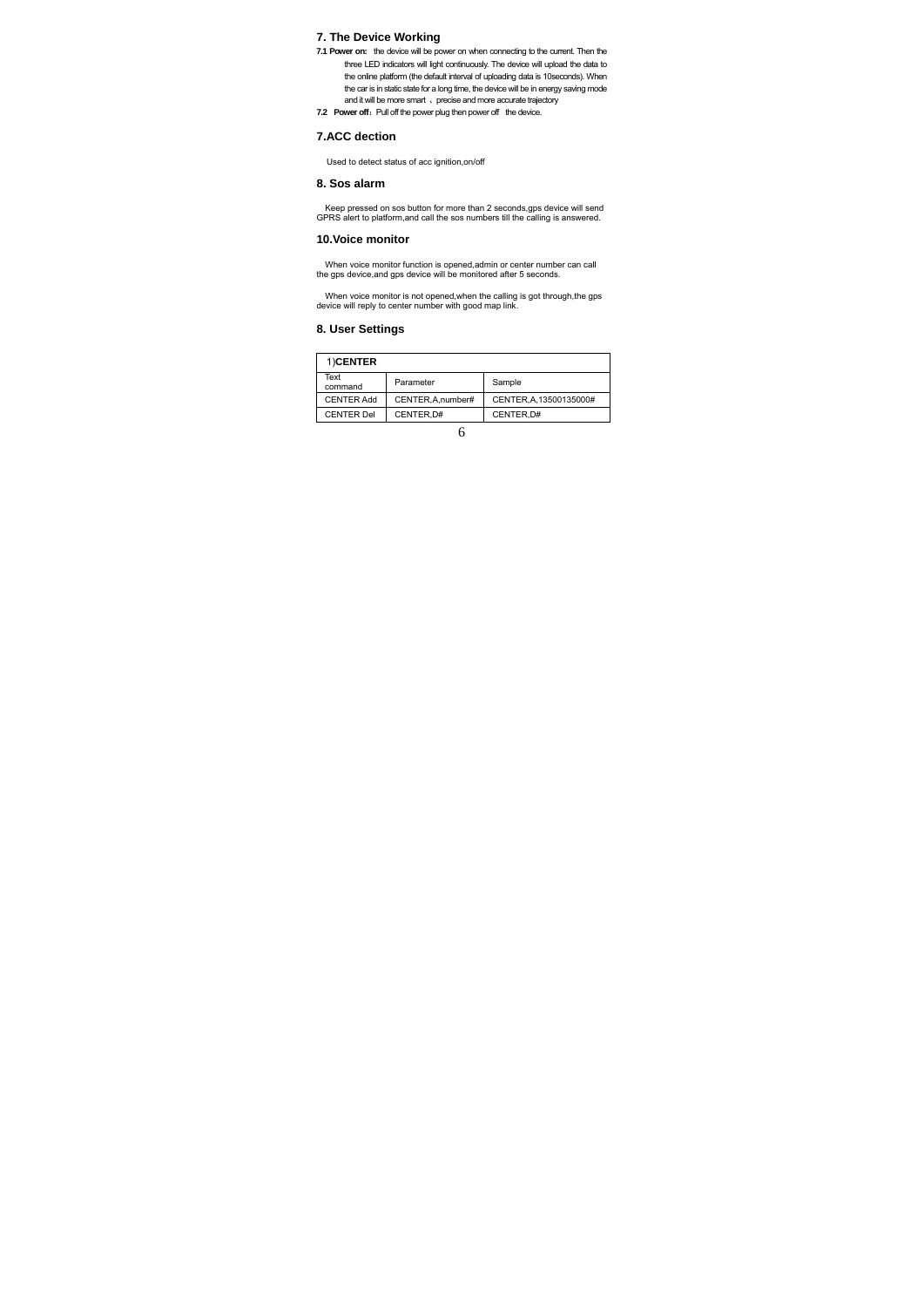## 7. The Device Working

**7.1 Power on:** the device will be power on when connecting to the current. Then the three LED indicators will light continuously. The device will upload the data to the online platform (the default interval of uploading data is 10seconds). When the car is in static state for a long time, the device will be in energy saving mode and it will be more smart 、 precise and more accurate trajectory

**7.2 Power off**：Pull off the power plug then power off the device.

## 7.ACC dection

Used to detect status of acc ignition,on/off

## 8. Sos alarm

Keep pressed on sos button for more than 2 seconds,gps device will send GPRS alert to platform,and call the sos numbers till the calling is answered.

## 10.Voice monitor

When voice monitor function is opened,admin or center number can call the gps device,and gps device will be monitored after 5 seconds.

When voice monitor is not opened,when the calling is got through,the gps device will reply to center number with good map link.

## 8. User Settings

| 1)**CENTER** | | |
|---|---|---|
| Text command | Parameter | Sample |
| CENTER Add | CENTER,A,number# | CENTER,A,13500135000# |
| CENTER Del | CENTER,D# | CENTER,D# |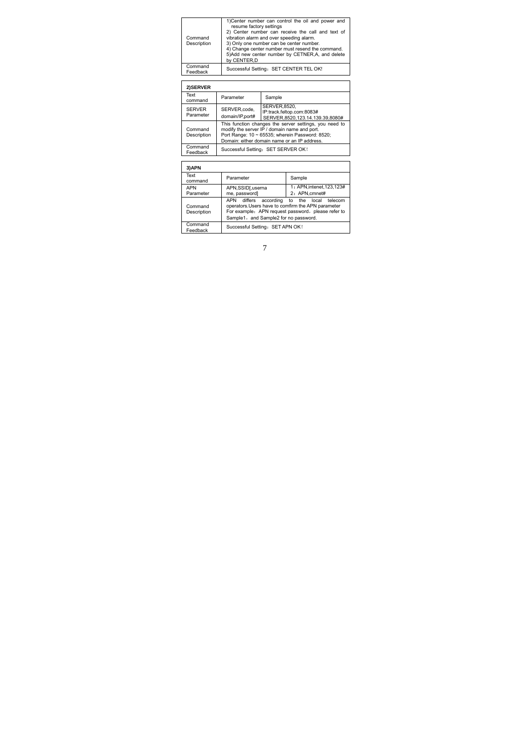| | |
|---|---|
| Command Description | 1)Center number can control the oil and power and resume factory settings<br>2) Center number can receive the call and text of vibration alarm and over speeding alarm.<br>3) Only one number can be center number.<br>4) Change center number must resend the command.<br>5)Add new center number by CETNER,A, and delete by CENTER,D |
| Command Feedback | Successful Setting：SET CENTER TEL OK! |

| **2)SERVER** | | |
|---|---|---|
| Text command | Parameter | Sample |
| SERVER Parameter | SERVER,code, domain/IP,port# | SERVER,8520, IP:track.feltop.com:8083#<br>SERVER,8520,123.14.139.39,8080# |
| Command Description | This function changes the server settings, you need to modify the server IP / domain name and port.<br>Port Range: 10 ~ 65535; wherein Password: 8520;<br>Domain: either domain name or an IP address. | |
| Command Feedback | Successful Setting：SET SERVER OK！ | |

| **3)APN** | | |
|---|---|---|
| Text command | Parameter | Sample |
| APN Parameter | APN,SSID[,userna me, password] | 1：APN,intenet,123,123#<br>2：APN,cmnet# |
| Command Description | APN differs according to the local telecom operators.Users have to comfirm the APN parameter<br>For example：APN request password，please refer to Sample1，and Sample2 for no password. | |
| Command Feedback | Successful Setting：SET APN OK！ | |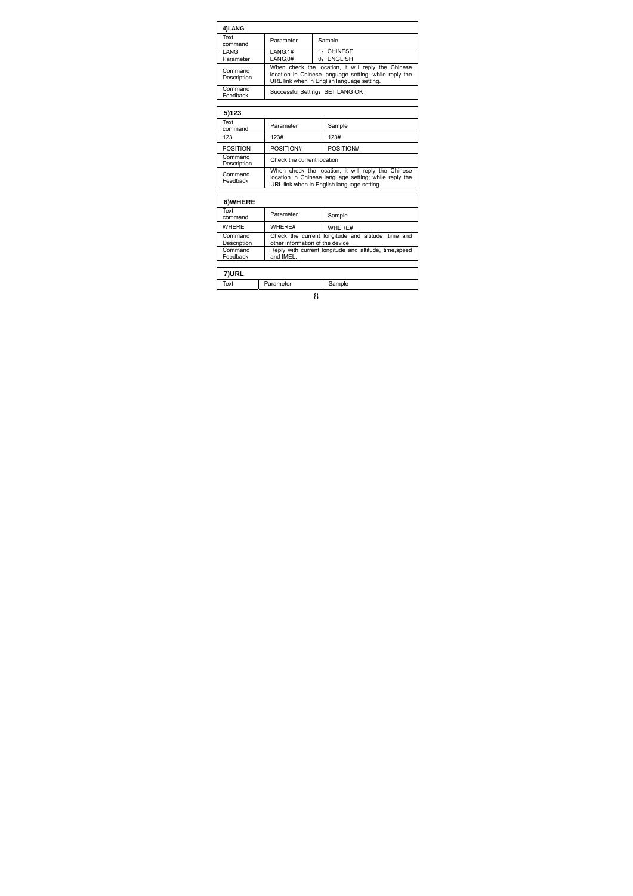### 4)LANG

| Text command | Parameter | Sample |
|---|---|---|
| LANG Parameter | LANG,1#<br>LANG,0# | 1：CHINESE<br>0：ENGLISH |
| Command Description | When check the location, it will reply the Chinese location in Chinese language setting; while reply the URL link when in English language setting. | |
| Command Feedback | Successful Setting：SET LANG OK！ | |

### 5)123

| Text command | Parameter | Sample |
|---|---|---|
| 123 | 123# | 123# |
| POSITION | POSITION# | POSITION# |
| Command Description | Check the current location | |
| Command Feedback | When check the location, it will reply the Chinese location in Chinese language setting; while reply the URL link when in English language setting. | |

### 6)WHERE

| Text command | Parameter | Sample |
|---|---|---|
| WHERE | WHERE# | WHERE# |
| Command Description | Check the current longitude and altitude ,time and other information of the device | |
| Command Feedback | Reply with current longitude and altitude, time,speed and IMEL. | |

### 7)URL

| Text | Parameter | Sample |
|---|---|---|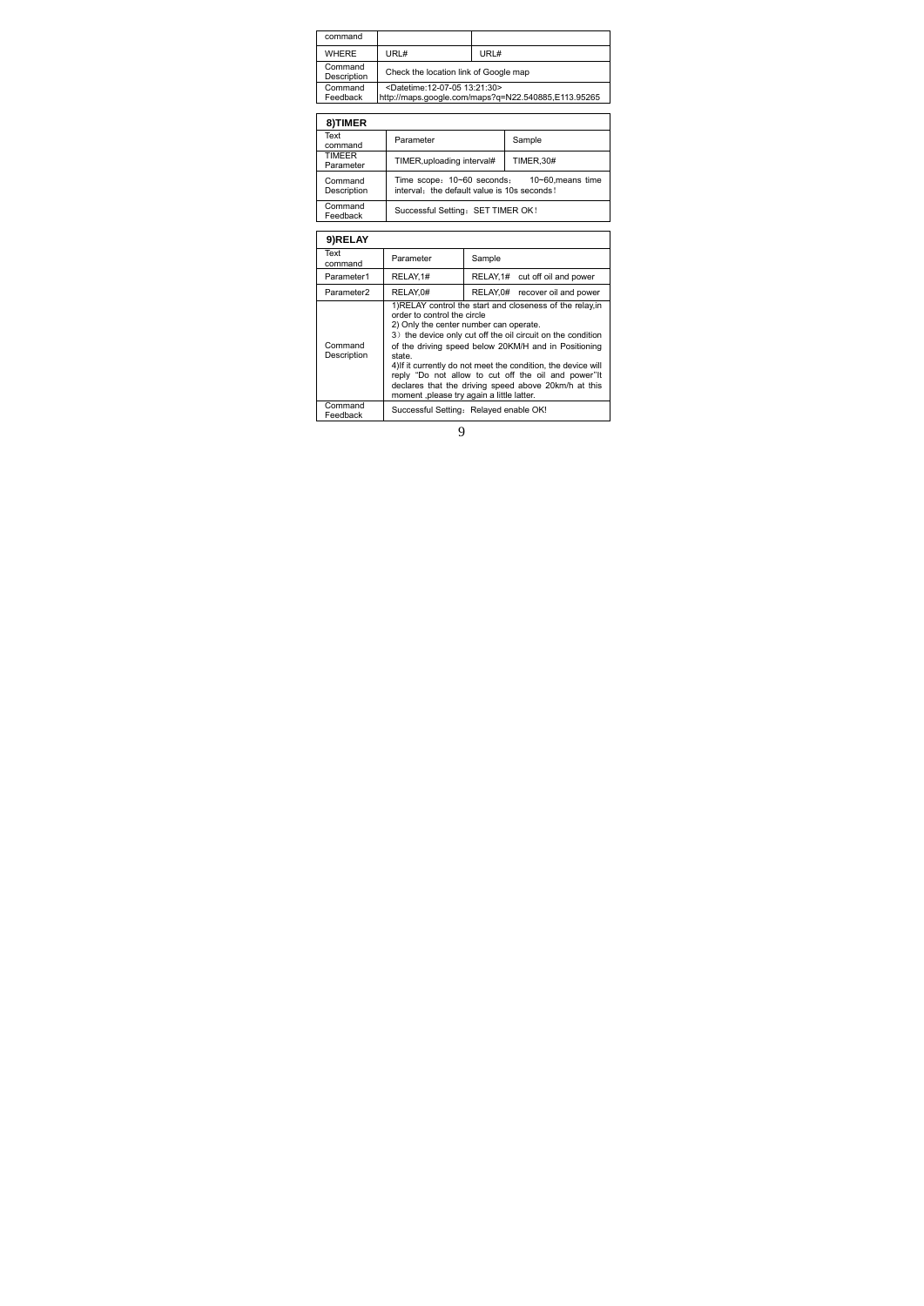| command | | |
|---|---|---|
| WHERE | URL# | URL# |
| Command Description | Check the location link of Google map | |
| Command Feedback | <Datetime:12-07-05 13:21:30> http://maps.google.com/maps?q=N22.540885,E113.95265 | |

### 8)TIMER

| Text command | Parameter | Sample |
|---|---|---|
| TIMEER Parameter | TIMER,uploading interval# | TIMER,30# |
| Command Description | Time scope：10~60 seconds; 10~60,means time interval；the default value is 10s seconds！ | |
| Command Feedback | Successful Setting：SET TIMER OK！ | |

### 9)RELAY

| Text command | Parameter | Sample |
|---|---|---|
| Parameter1 | RELAY,1# | RELAY,1# cut off oil and power |
| Parameter2 | RELAY,0# | RELAY,0# recover oil and power |
| Command Description | 1)RELAY control the start and closeness of the relay,in order to control the circle<br>2) Only the center number can operate.<br>3）the device only cut off the oil circuit on the condition of the driving speed below 20KM/H and in Positioning state.<br>4)If it currently do not meet the condition, the device will reply "Do not allow to cut off the oil and power"It declares that the driving speed above 20km/h at this moment ,please try again a little latter. | |
| Command Feedback | Successful Setting：Relayed enable OK! | |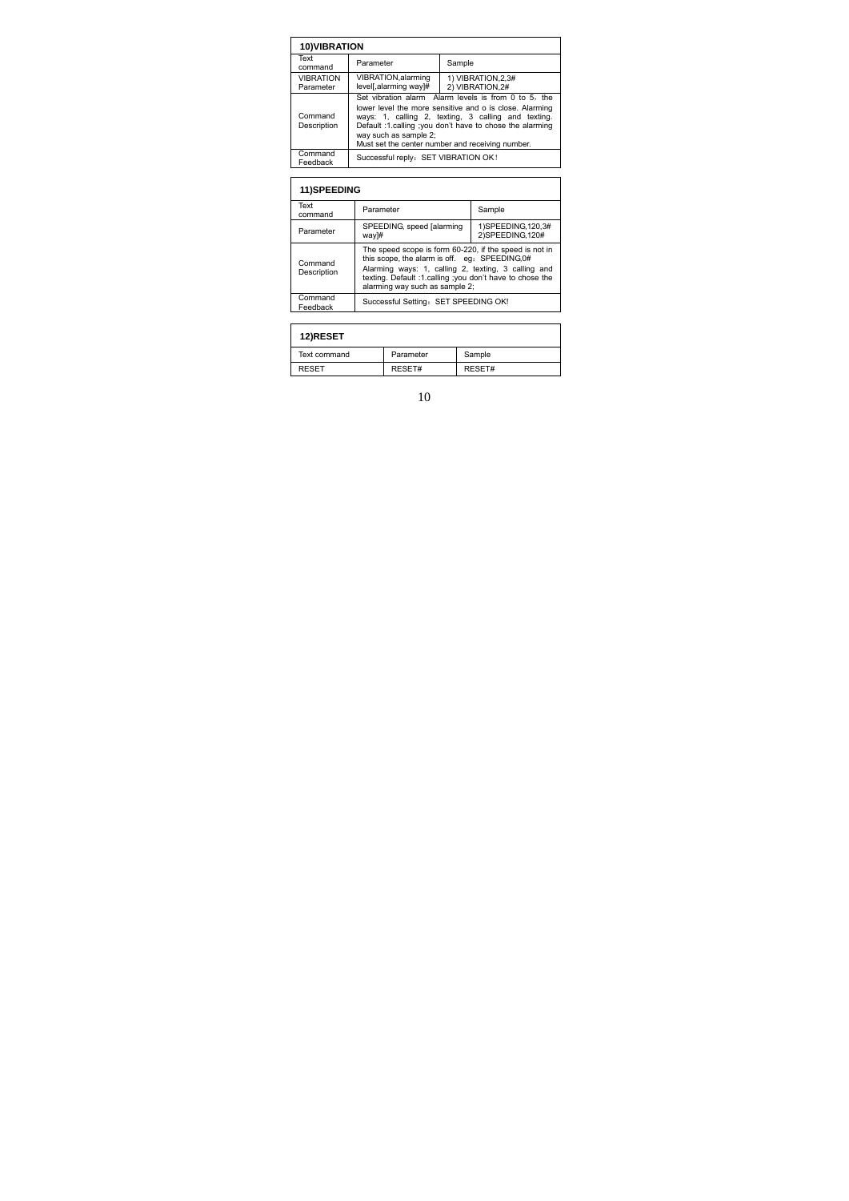| 10)VIBRATION | | |
|---|---|---|
| Text command | Parameter | Sample |
| VIBRATION Parameter | VIBRATION,alarming level[,alarming way]# | 1) VIBRATION,2,3#<br>2) VIBRATION,2# |
| Command Description | Set vibration alarm Alarm levels is from 0 to 5，the lower level the more sensitive and o is close. Alarming ways: 1, calling 2, texting, 3 calling and texting. Default :1.calling ;you don't have to chose the alarming way such as sample 2;<br>Must set the center number and receiving number. | |
| Command Feedback | Successful reply：SET VIBRATION OK！ | |

| 11)SPEEDING | | |
|---|---|---|
| Text command | Parameter | Sample |
| Parameter | SPEEDING, speed [alarming way]# | 1)SPEEDING,120,3#<br>2)SPEEDING,120# |
| Command Description | The speed scope is form 60-220, if the speed is not in this scope, the alarm is off. eg：SPEEDING,0#<br>Alarming ways: 1, calling 2, texting, 3 calling and texting. Default :1.calling ;you don't have to chose the alarming way such as sample 2; | |
| Command Feedback | Successful Setting：SET SPEEDING OK! | |

| 12)RESET | | |
|---|---|---|
| Text command | Parameter | Sample |
| RESET | RESET# | RESET# |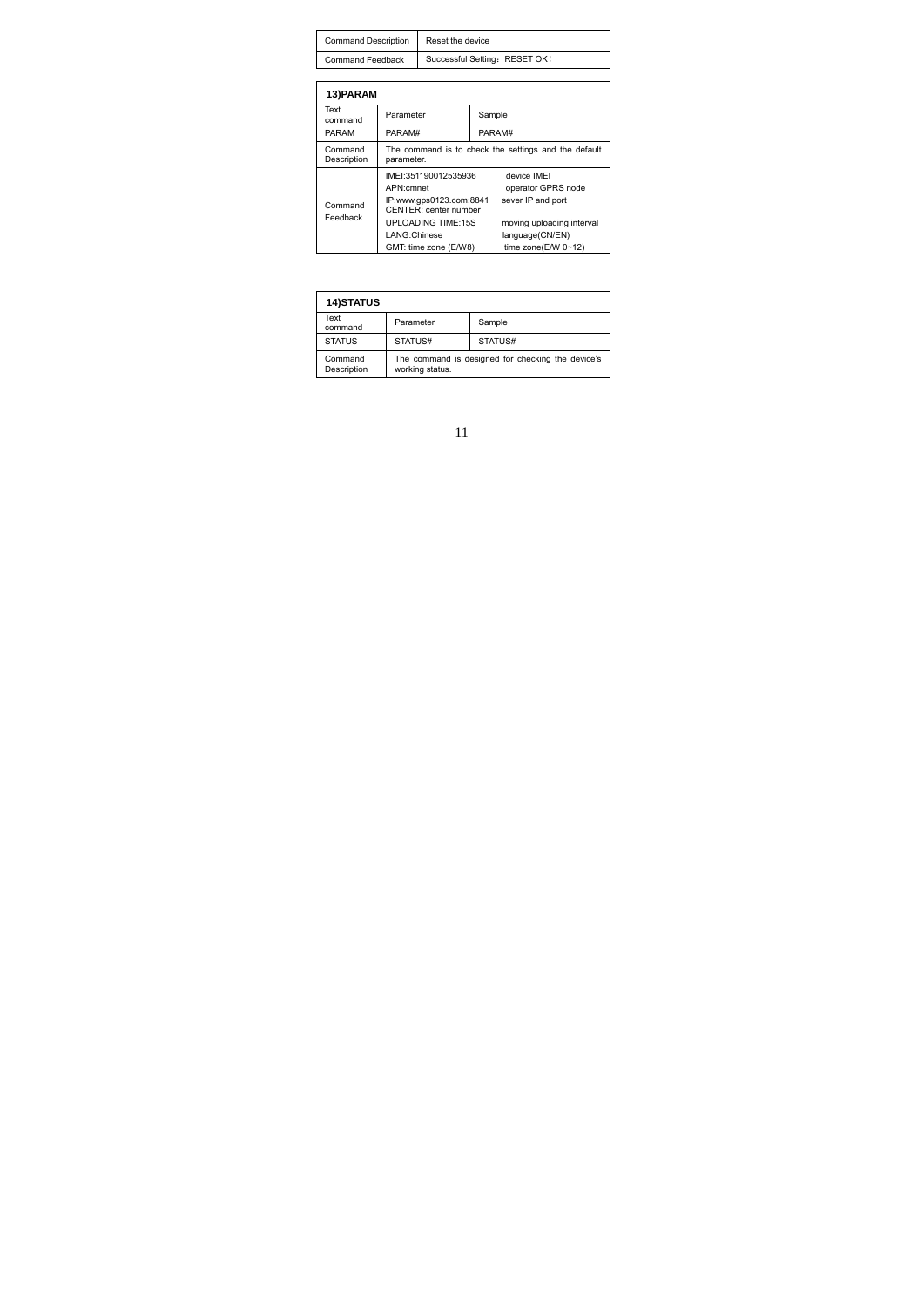| Command Description | Reset the device |
| --- | --- |
| Command Feedback | Successful Setting：RESET OK！ |

| 13)PARAM | | |
| --- | --- | --- |
| Text command | Parameter | Sample |
| PARAM | PARAM# | PARAM# |
| Command Description | The command is to check the settings and the default parameter. | |
| Command Feedback | IMEI:351190012535936 device IMEI<br>APN:cmnet operator GPRS node<br>IP:www.gps0123.com:8841 sever IP and port<br>CENTER: center number<br>UPLOADING TIME:15S moving uploading interval<br>LANG:Chinese language(CN/EN)<br>GMT: time zone (E/W8) time zone(E/W 0~12) | |

| 14)STATUS | | |
| --- | --- | --- |
| Text command | Parameter | Sample |
| STATUS | STATUS# | STATUS# |
| Command Description | The command is designed for checking the device's working status. | |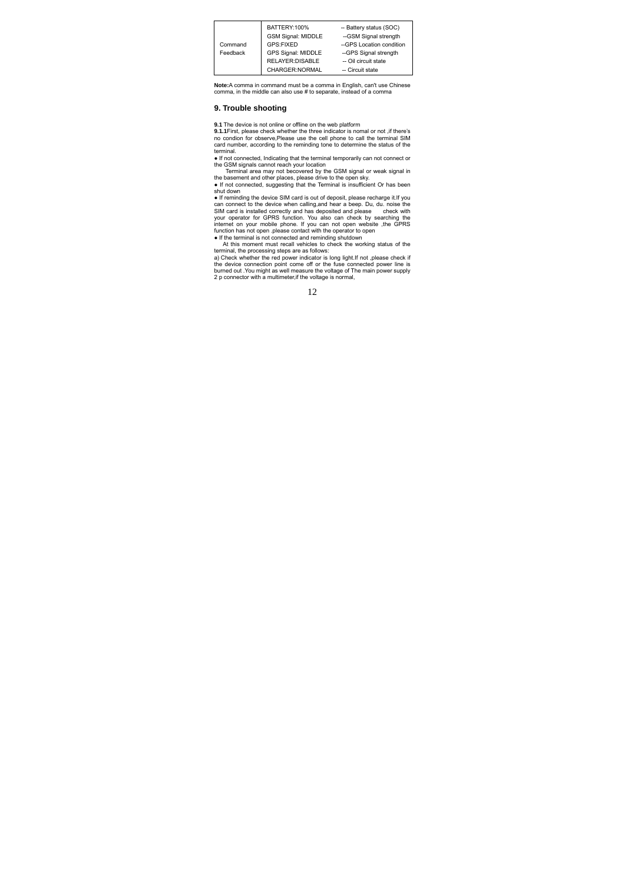| | | |
|---|---|---|
| Command Feedback | BATTERY:100% | -- Battery status (SOC) |
| | GSM Signal: MIDDLE | --GSM Signal strength |
| | GPS:FIXED | --GPS Location condition |
| | GPS Signal: MIDDLE | --GPS Signal strength |
| | RELAYER:DISABLE | -- Oil circuit state |
| | CHARGER:NORMAL | -- Circuit state |

**Note:**A comma in command must be a comma in English, can't use Chinese comma, in the middle can also use # to separate, instead of a comma

## 9. Trouble shooting

**9.1** The device is not online or offline on the web platform

**9.1.1**First, please check whether the three indicator is nomal or not ,if there's no condion for observe,Please use the cell phone to call the terminal SIM card number, according to the reminding tone to determine the status of the terminal.

● If not connected, Indicating that the terminal temporarily can not connect or the GSM signals cannot reach your location

Terminal area may not becovered by the GSM signal or weak signal in the basement and other places, please drive to the open sky.

● If not connected, suggesting that the Terminal is insufficient Or has been shut down

● If reminding the device SIM card is out of deposit, please recharge it.If you can connect to the device when calling,and hear a beep. Du, du. noise the SIM card is installed correctly and has deposited and please check with your operator for GPRS function. You also can check by searching the internet on your mobile phone. If you can not open website ,the GPRS function has not open .please contact with the operator to open

● If the terminal is not connected and reminding shutdown

At this moment must recall vehicles to check the working status of the terminal, the processing steps are as follows:

a) Check whether the red power indicator is long light.If not ,please check if the device connection point come off or the fuse connected power line is burned out .You might as well measure the voltage of The main power supply 2 p connector with a multimeter,if the voltage is normal,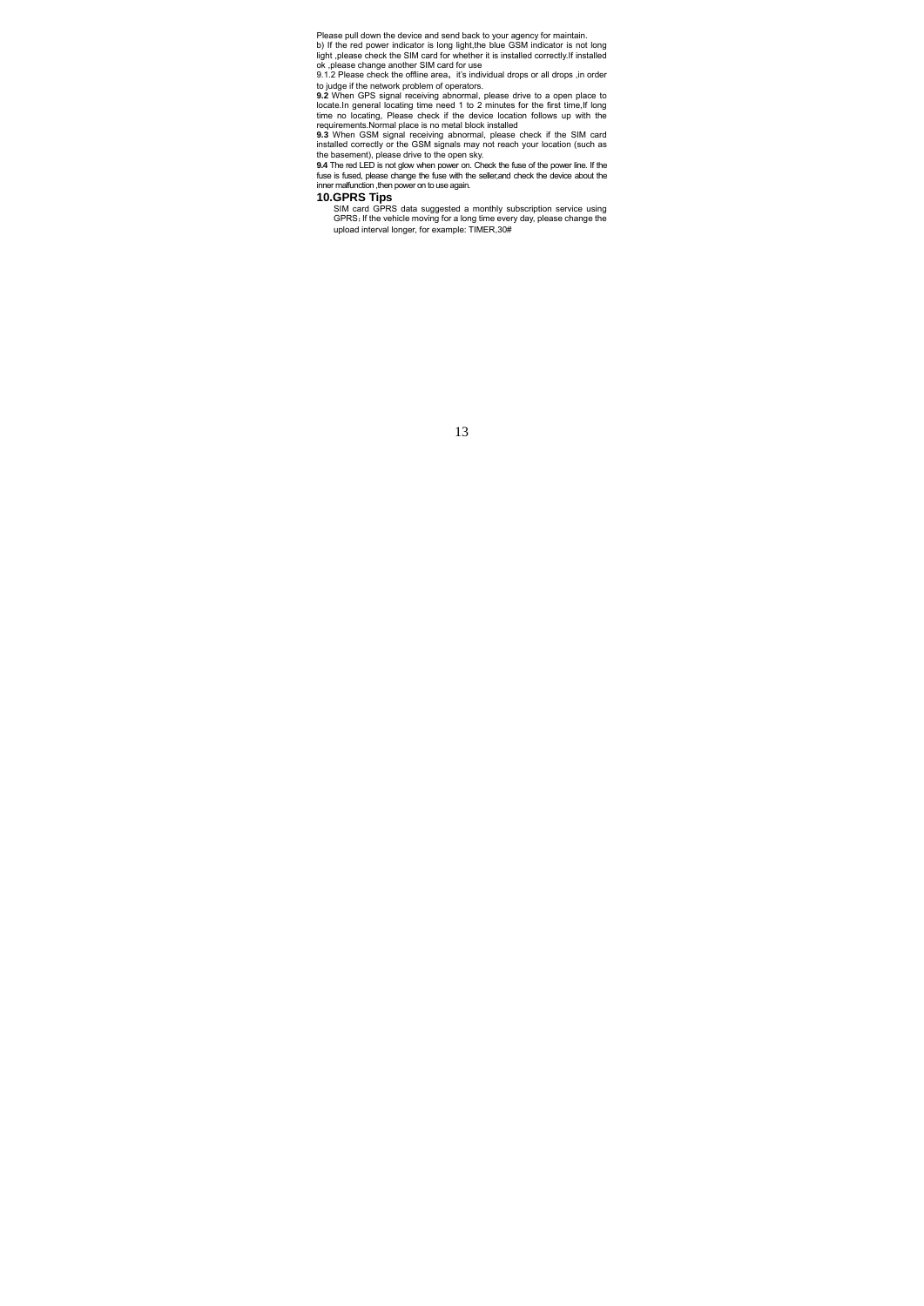Please pull down the device and send back to your agency for maintain.

b) If the red power indicator is long light,the blue GSM indicator is not long light ,please check the SIM card for whether it is installed correctly.If installed ok ,please change another SIM card for use

9.1.2 Please check the offline area, it's individual drops or all drops ,in order to judge if the network problem of operators.

**9.2** When GPS signal receiving abnormal, please drive to a open place to locate.In general locating time need 1 to 2 minutes for the first time,If long time no locating, Please check if the device location follows up with the requirements.Normal place is no metal block installed

**9.3** When GSM signal receiving abnormal, please check if the SIM card installed correctly or the GSM signals may not reach your location (such as the basement), please drive to the open sky.

**9.4** The red LED is not glow when power on. Check the fuse of the power line. If the fuse is fused, please change the fuse with the seller,and check the device about the inner malfunction ,then power on to use again.

## 10.GPRS Tips

SIM card GPRS data suggested a monthly subscription service using GPRS; If the vehicle moving for a long time every day, please change the upload interval longer, for example: TIMER,30#